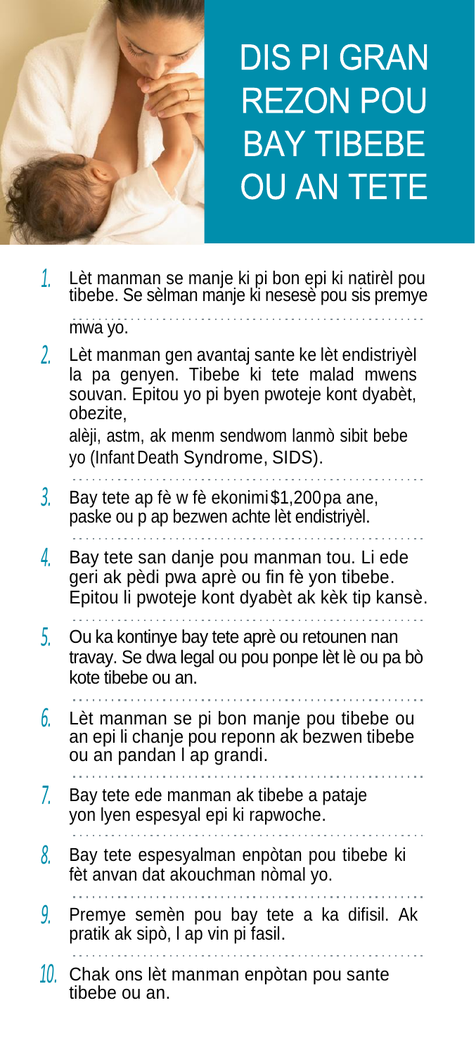# DIS PI GRAN REZON POU BAY TIBEBE OU AN TETE

1. Lèt manman se manje ki pi bon epi ki natirèl pou tibebe. Se sèlman manje ki nesesè pou sis premye mwa yo.
2. Lèt manman gen avantaj sante ke lèt endistriyèl la pa genyen. Tibebe ki tete malad mwens souvan. Epitou yo pi byen pwoteje kont dyabèt, obezite, alèji, astm, ak menm sendwom lanmò sibit bebe yo (Infant Death Syndrome, SIDS).
3. Bay tete ap fè w fè ekonimi $1,200 pa ane, paske ou p ap bezwen achte lèt endistriyèl.
4. Bay tete san danje pou manman tou. Li ede geri ak pèdi pwa aprè ou fin fè yon tibebe. Epitou li pwoteje kont dyabèt ak kèk tip kansè.
5. Ou ka kontinye bay tete aprè ou retounen nan travay. Se dwa legal ou pou ponpe lèt lè ou pa bò kote tibebe ou an.
6. Lèt manman se pi bon manje pou tibebe ou an epi li chanje pou reponn ak bezwen tibebe ou an pandan l ap grandi.
7. Bay tete ede manman ak tibebe a pataje yon lyen espesyal epi ki rapwoche.
8. Bay tete espesyalman enpòtan pou tibebe ki fèt anvan dat akouchman nòmal yo.
9. Premye semèn pou bay tete a ka difisil. Ak pratik ak sipò, l ap vin pi fasil.
10. Chak ons lèt manman enpòtan pou sante tibebe ou an.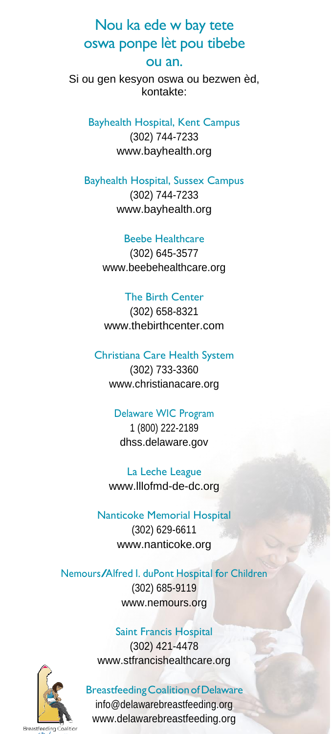## Nou ka ede w bay tete oswa ponpe lèt pou tibebe ou an.

Si ou gen kesyon oswa ou bezwen èd, kontakte:

**Bayhealth Hospital, Kent Campus**
(302) 744-7233
www.bayhealth.org

**Bayhealth Hospital, Sussex Campus**
(302) 744-7233
www.bayhealth.org

**Beebe Healthcare**
(302) 645-3577
www.beebehealthcare.org

**The Birth Center**
(302) 658-8321
www.thebirthcenter.com

**Christiana Care Health System**
(302) 733-3360
www.christianacare.org

**Delaware WIC Program**
1 (800) 222-2189
dhss.delaware.gov

**La Leche League**
www.lllofmd-de-dc.org

**Nanticoke Memorial Hospital**
(302) 629-6611
www.nanticoke.org

**Nemours/Alfred I. duPont Hospital for Children**
(302) 685-9119
www.nemours.org

**Saint Francis Hospital**
(302) 421-4478
www.stfrancishealthcare.org

**Breastfeeding Coalition of Delaware**
info@delawarebreastfeeding.org
www.delawarebreastfeeding.org

Breastfeeding Coalition